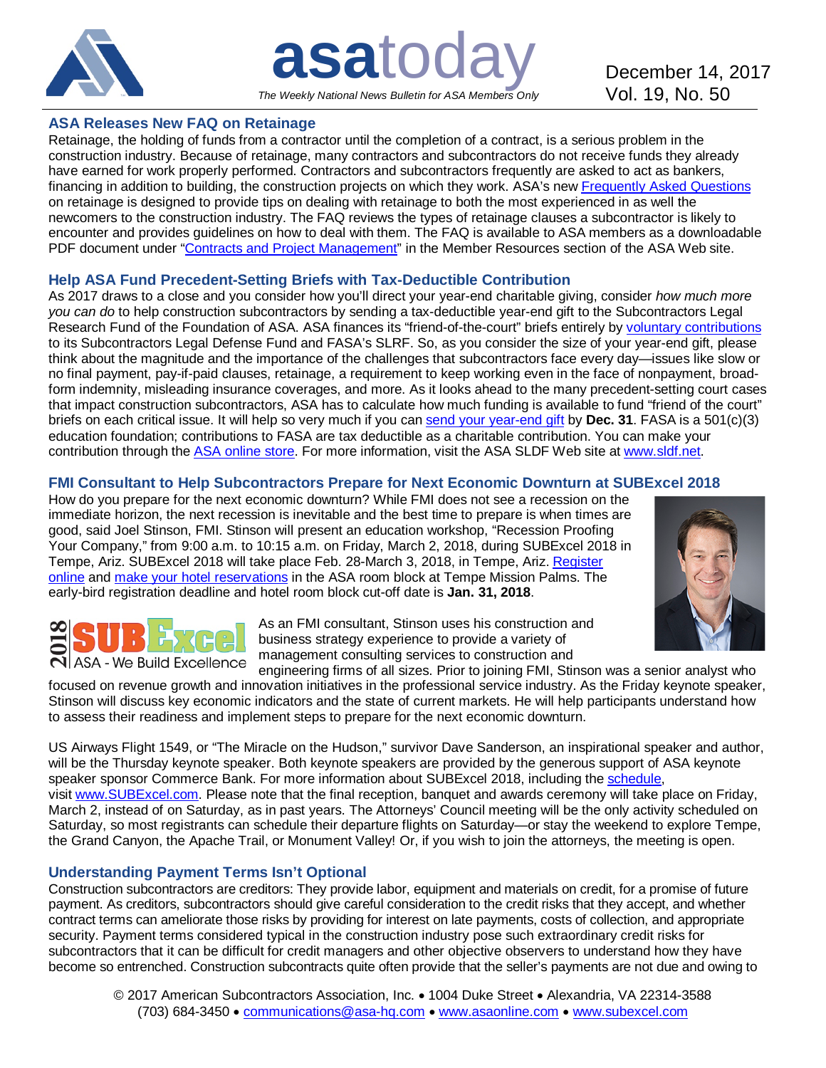# asatoday

*The Weekly National News Bulletin for ASA Members Only*

December 14, 2017
Vol. 19, No. 50

## ASA Releases New FAQ on Retainage

Retainage, the holding of funds from a contractor until the completion of a contract, is a serious problem in the construction industry. Because of retainage, many contractors and subcontractors do not receive funds they already have earned for work properly performed. Contractors and subcontractors frequently are asked to act as bankers, financing in addition to building, the construction projects on which they work. ASA's new Frequently Asked Questions on retainage is designed to provide tips on dealing with retainage to both the most experienced in as well the newcomers to the construction industry. The FAQ reviews the types of retainage clauses a subcontractor is likely to encounter and provides guidelines on how to deal with them. The FAQ is available to ASA members as a downloadable PDF document under "Contracts and Project Management" in the Member Resources section of the ASA Web site.

## Help ASA Fund Precedent-Setting Briefs with Tax-Deductible Contribution

As 2017 draws to a close and you consider how you'll direct your year-end charitable giving, consider *how much more you can do* to help construction subcontractors by sending a tax-deductible year-end gift to the Subcontractors Legal Research Fund of the Foundation of ASA. ASA finances its "friend-of-the-court" briefs entirely by voluntary contributions to its Subcontractors Legal Defense Fund and FASA's SLRF. So, as you consider the size of your year-end gift, please think about the magnitude and the importance of the challenges that subcontractors face every day—issues like slow or no final payment, pay-if-paid clauses, retainage, a requirement to keep working even in the face of nonpayment, broad-form indemnity, misleading insurance coverages, and more. As it looks ahead to the many precedent-setting court cases that impact construction subcontractors, ASA has to calculate how much funding is available to fund "friend of the court" briefs on each critical issue. It will help so very much if you can send your year-end gift by **Dec. 31**. FASA is a 501(c)(3) education foundation; contributions to FASA are tax deductible as a charitable contribution. You can make your contribution through the ASA online store. For more information, visit the ASA SLDF Web site at www.sldf.net.

## FMI Consultant to Help Subcontractors Prepare for Next Economic Downturn at SUBExcel 2018

How do you prepare for the next economic downturn? While FMI does not see a recession on the immediate horizon, the next recession is inevitable and the best time to prepare is when times are good, said Joel Stinson, FMI. Stinson will present an education workshop, "Recession Proofing Your Company," from 9:00 a.m. to 10:15 a.m. on Friday, March 2, 2018, during SUBExcel 2018 in Tempe, Ariz. SUBExcel 2018 will take place Feb. 28-March 3, 2018, in Tempe, Ariz. Register online and make your hotel reservations in the ASA room block at Tempe Mission Palms. The early-bird registration deadline and hotel room block cut-off date is **Jan. 31, 2018**.

2018 SUBExcel ASA - We Build Excellence

As an FMI consultant, Stinson uses his construction and business strategy experience to provide a variety of management consulting services to construction and engineering firms of all sizes. Prior to joining FMI, Stinson was a senior analyst who focused on revenue growth and innovation initiatives in the professional service industry. As the Friday keynote speaker, Stinson will discuss key economic indicators and the state of current markets. He will help participants understand how to assess their readiness and implement steps to prepare for the next economic downturn.

US Airways Flight 1549, or "The Miracle on the Hudson," survivor Dave Sanderson, an inspirational speaker and author, will be the Thursday keynote speaker. Both keynote speakers are provided by the generous support of ASA keynote speaker sponsor Commerce Bank. For more information about SUBExcel 2018, including the schedule, visit www.SUBExcel.com. Please note that the final reception, banquet and awards ceremony will take place on Friday, March 2, instead of on Saturday, as in past years. The Attorneys' Council meeting will be the only activity scheduled on Saturday, so most registrants can schedule their departure flights on Saturday—or stay the weekend to explore Tempe, the Grand Canyon, the Apache Trail, or Monument Valley! Or, if you wish to join the attorneys, the meeting is open.

## Understanding Payment Terms Isn't Optional

Construction subcontractors are creditors: They provide labor, equipment and materials on credit, for a promise of future payment. As creditors, subcontractors should give careful consideration to the credit risks that they accept, and whether contract terms can ameliorate those risks by providing for interest on late payments, costs of collection, and appropriate security. Payment terms considered typical in the construction industry pose such extraordinary credit risks for subcontractors that it can be difficult for credit managers and other objective observers to understand how they have become so entrenched. Construction subcontracts quite often provide that the seller's payments are not due and owing to

© 2017 American Subcontractors Association, Inc. • 1004 Duke Street • Alexandria, VA 22314-3588
(703) 684-3450 • communications@asa-hq.com • www.asaonline.com • www.subexcel.com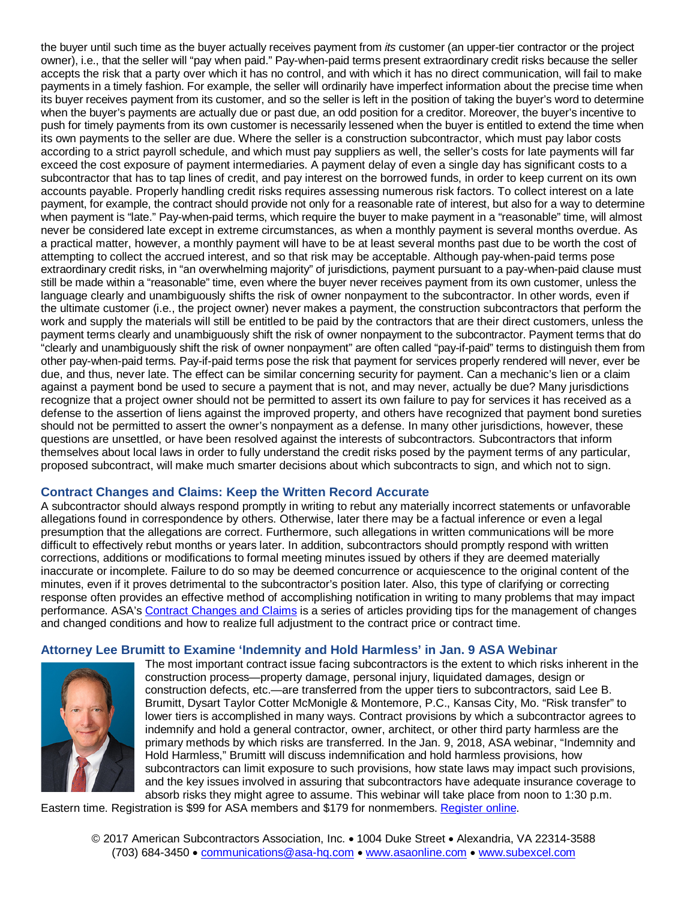the buyer until such time as the buyer actually receives payment from *its* customer (an upper-tier contractor or the project owner), i.e., that the seller will "pay when paid." Pay-when-paid terms present extraordinary credit risks because the seller accepts the risk that a party over which it has no control, and with which it has no direct communication, will fail to make payments in a timely fashion. For example, the seller will ordinarily have imperfect information about the precise time when its buyer receives payment from its customer, and so the seller is left in the position of taking the buyer's word to determine when the buyer's payments are actually due or past due, an odd position for a creditor. Moreover, the buyer's incentive to push for timely payments from its own customer is necessarily lessened when the buyer is entitled to extend the time when its own payments to the seller are due. Where the seller is a construction subcontractor, which must pay labor costs according to a strict payroll schedule, and which must pay suppliers as well, the seller's costs for late payments will far exceed the cost exposure of payment intermediaries. A payment delay of even a single day has significant costs to a subcontractor that has to tap lines of credit, and pay interest on the borrowed funds, in order to keep current on its own accounts payable. Properly handling credit risks requires assessing numerous risk factors. To collect interest on a late payment, for example, the contract should provide not only for a reasonable rate of interest, but also for a way to determine when payment is "late." Pay-when-paid terms, which require the buyer to make payment in a "reasonable" time, will almost never be considered late except in extreme circumstances, as when a monthly payment is several months overdue. As a practical matter, however, a monthly payment will have to be at least several months past due to be worth the cost of attempting to collect the accrued interest, and so that risk may be acceptable. Although pay-when-paid terms pose extraordinary credit risks, in "an overwhelming majority" of jurisdictions, payment pursuant to a pay-when-paid clause must still be made within a "reasonable" time, even where the buyer never receives payment from its own customer, unless the language clearly and unambiguously shifts the risk of owner nonpayment to the subcontractor. In other words, even if the ultimate customer (i.e., the project owner) never makes a payment, the construction subcontractors that perform the work and supply the materials will still be entitled to be paid by the contractors that are their direct customers, unless the payment terms clearly and unambiguously shift the risk of owner nonpayment to the subcontractor. Payment terms that do "clearly and unambiguously shift the risk of owner nonpayment" are often called "pay-if-paid" terms to distinguish them from other pay-when-paid terms. Pay-if-paid terms pose the risk that payment for services properly rendered will never, ever be due, and thus, never late. The effect can be similar concerning security for payment. Can a mechanic's lien or a claim against a payment bond be used to secure a payment that is not, and may never, actually be due? Many jurisdictions recognize that a project owner should not be permitted to assert its own failure to pay for services it has received as a defense to the assertion of liens against the improved property, and others have recognized that payment bond sureties should not be permitted to assert the owner's nonpayment as a defense. In many other jurisdictions, however, these questions are unsettled, or have been resolved against the interests of subcontractors. Subcontractors that inform themselves about local laws in order to fully understand the credit risks posed by the payment terms of any particular, proposed subcontract, will make much smarter decisions about which subcontracts to sign, and which not to sign.

## Contract Changes and Claims: Keep the Written Record Accurate

A subcontractor should always respond promptly in writing to rebut any materially incorrect statements or unfavorable allegations found in correspondence by others. Otherwise, later there may be a factual inference or even a legal presumption that the allegations are correct. Furthermore, such allegations in written communications will be more difficult to effectively rebut months or years later. In addition, subcontractors should promptly respond with written corrections, additions or modifications to formal meeting minutes issued by others if they are deemed materially inaccurate or incomplete. Failure to do so may be deemed concurrence or acquiescence to the original content of the minutes, even if it proves detrimental to the subcontractor's position later. Also, this type of clarifying or correcting response often provides an effective method of accomplishing notification in writing to many problems that may impact performance. ASA's Contract Changes and Claims is a series of articles providing tips for the management of changes and changed conditions and how to realize full adjustment to the contract price or contract time.

## Attorney Lee Brumitt to Examine 'Indemnity and Hold Harmless' in Jan. 9 ASA Webinar

The most important contract issue facing subcontractors is the extent to which risks inherent in the construction process—property damage, personal injury, liquidated damages, design or construction defects, etc.—are transferred from the upper tiers to subcontractors, said Lee B. Brumitt, Dysart Taylor Cotter McMonigle & Montemore, P.C., Kansas City, Mo. "Risk transfer" to lower tiers is accomplished in many ways. Contract provisions by which a subcontractor agrees to indemnify and hold a general contractor, owner, architect, or other third party harmless are the primary methods by which risks are transferred. In the Jan. 9, 2018, ASA webinar, "Indemnity and Hold Harmless," Brumitt will discuss indemnification and hold harmless provisions, how subcontractors can limit exposure to such provisions, how state laws may impact such provisions, and the key issues involved in assuring that subcontractors have adequate insurance coverage to absorb risks they might agree to assume. This webinar will take place from noon to 1:30 p.m. Eastern time. Registration is $99 for ASA members and $179 for nonmembers. Register online.

© 2017 American Subcontractors Association, Inc. • 1004 Duke Street • Alexandria, VA 22314-3588
(703) 684-3450 • communications@asa-hq.com • www.asaonline.com • www.subexcel.com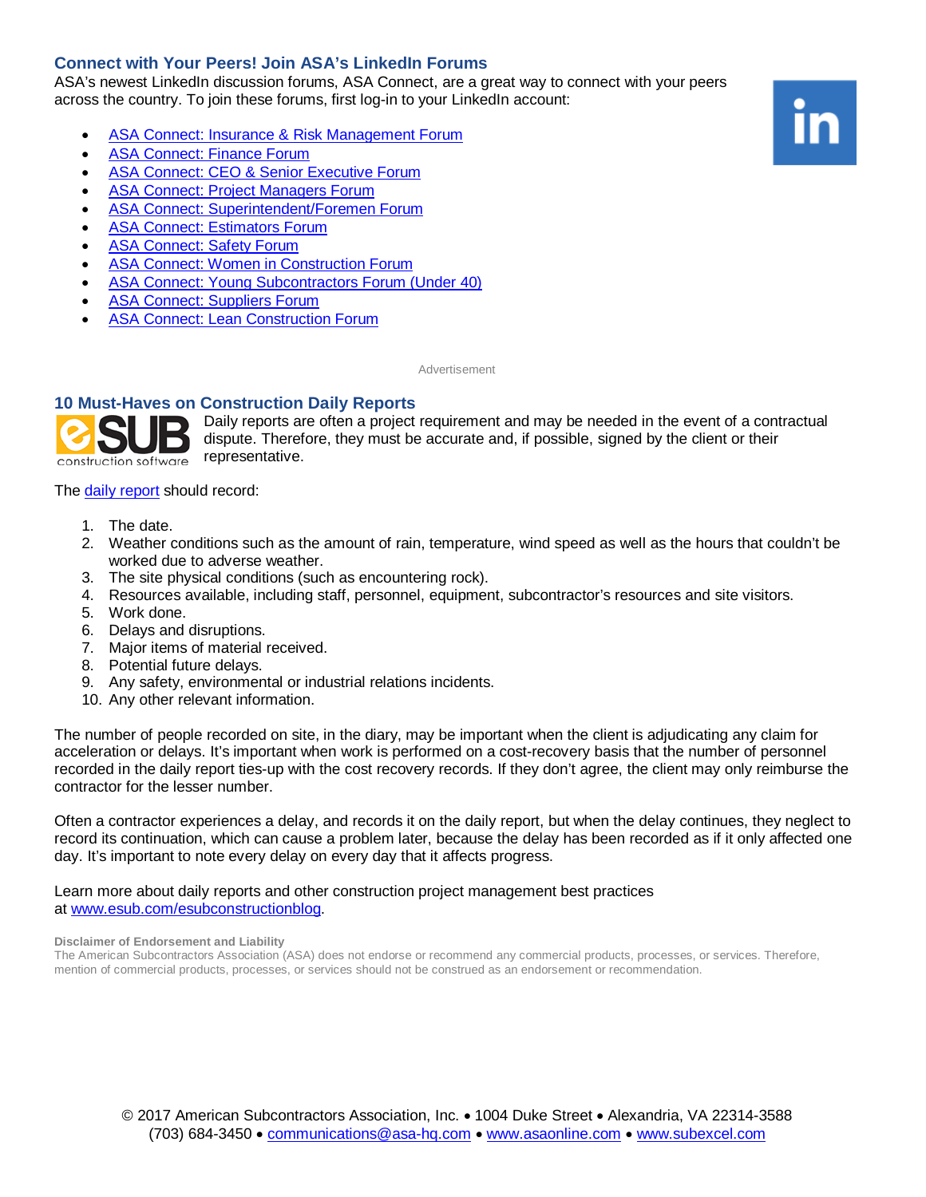## Connect with Your Peers! Join ASA's LinkedIn Forums

ASA's newest LinkedIn discussion forums, ASA Connect, are a great way to connect with your peers across the country. To join these forums, first log-in to your LinkedIn account:

- ASA Connect: Insurance & Risk Management Forum
- ASA Connect: Finance Forum
- ASA Connect: CEO & Senior Executive Forum
- ASA Connect: Project Managers Forum
- ASA Connect: Superintendent/Foremen Forum
- ASA Connect: Estimators Forum
- ASA Connect: Safety Forum
- ASA Connect: Women in Construction Forum
- ASA Connect: Young Subcontractors Forum (Under 40)
- ASA Connect: Suppliers Forum
- ASA Connect: Lean Construction Forum

Advertisement

## 10 Must-Haves on Construction Daily Reports

Daily reports are often a project requirement and may be needed in the event of a contractual dispute. Therefore, they must be accurate and, if possible, signed by the client or their representative.

The daily report should record:

1. The date.
2. Weather conditions such as the amount of rain, temperature, wind speed as well as the hours that couldn't be worked due to adverse weather.
3. The site physical conditions (such as encountering rock).
4. Resources available, including staff, personnel, equipment, subcontractor's resources and site visitors.
5. Work done.
6. Delays and disruptions.
7. Major items of material received.
8. Potential future delays.
9. Any safety, environmental or industrial relations incidents.
10. Any other relevant information.

The number of people recorded on site, in the diary, may be important when the client is adjudicating any claim for acceleration or delays. It's important when work is performed on a cost-recovery basis that the number of personnel recorded in the daily report ties-up with the cost recovery records. If they don't agree, the client may only reimburse the contractor for the lesser number.

Often a contractor experiences a delay, and records it on the daily report, but when the delay continues, they neglect to record its continuation, which can cause a problem later, because the delay has been recorded as if it only affected one day. It's important to note every delay on every day that it affects progress.

Learn more about daily reports and other construction project management best practices at www.esub.com/esubconstructionblog.

**Disclaimer of Endorsement and Liability**
The American Subcontractors Association (ASA) does not endorse or recommend any commercial products, processes, or services. Therefore, mention of commercial products, processes, or services should not be construed as an endorsement or recommendation.

© 2017 American Subcontractors Association, Inc. • 1004 Duke Street • Alexandria, VA 22314-3588
(703) 684-3450 • communications@asa-hq.com • www.asaonline.com • www.subexcel.com